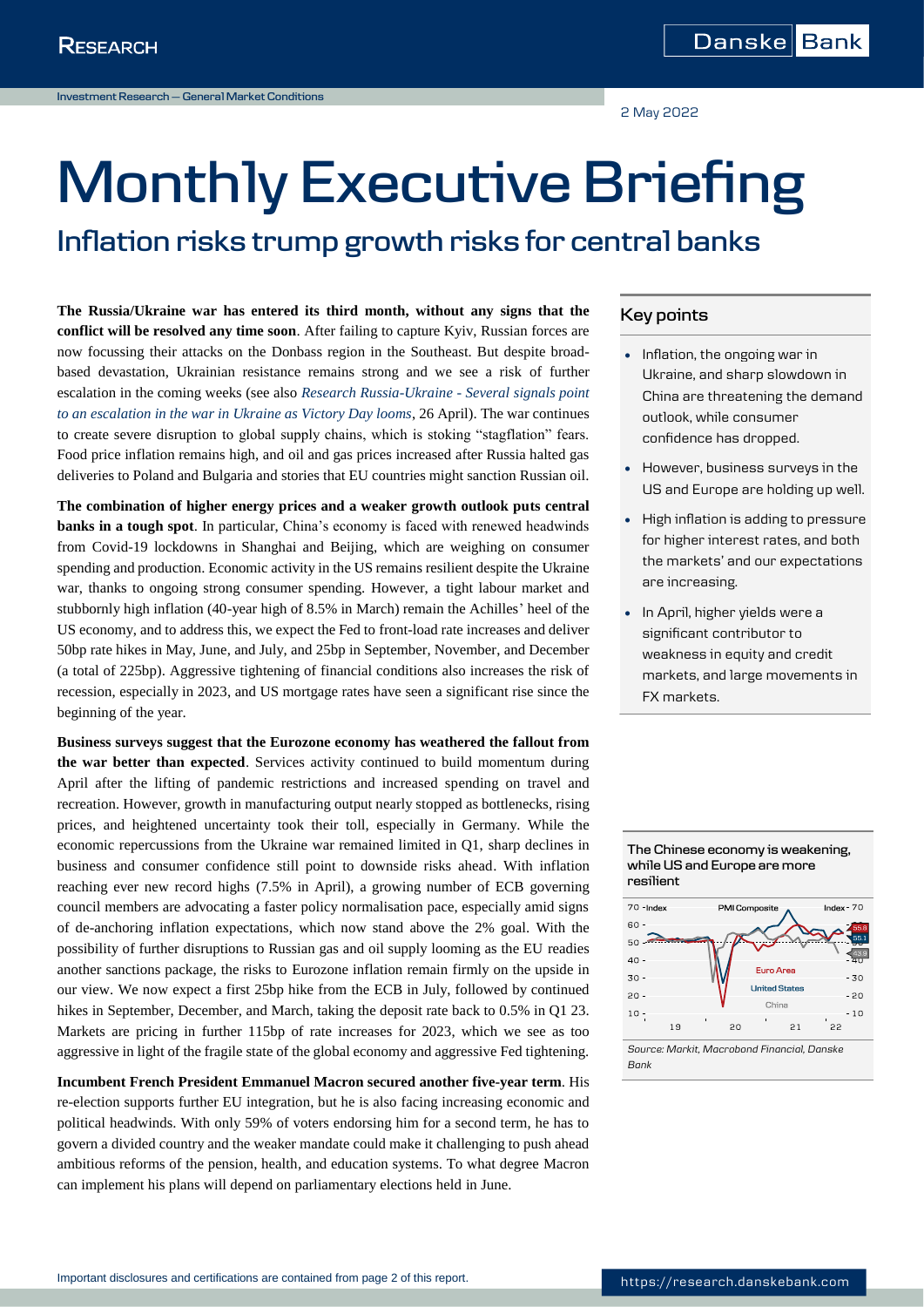Investment Research — General Market Conditions

2 May 2022

# Monthly Executive Briefing

## Inflation risks trump growth risks for central banks

**The Russia/Ukraine war has entered its third month, without any signs that the conflict will be resolved any time soon**. After failing to capture Kyiv, Russian forces are now focussing their attacks on the Donbass region in the Southeast. But despite broad-based devastation, Ukrainian resistance remains strong and we see a risk of further escalation in the coming weeks (see also *Research Russia-Ukraine - Several signals point to an escalation in the war in Ukraine as Victory Day looms*, 26 April). The war continues to create severe disruption to global supply chains, which is stoking "stagflation" fears. Food price inflation remains high, and oil and gas prices increased after Russia halted gas deliveries to Poland and Bulgaria and stories that EU countries might sanction Russian oil.

**The combination of higher energy prices and a weaker growth outlook puts central banks in a tough spot**. In particular, China's economy is faced with renewed headwinds from Covid-19 lockdowns in Shanghai and Beijing, which are weighing on consumer spending and production. Economic activity in the US remains resilient despite the Ukraine war, thanks to ongoing strong consumer spending. However, a tight labour market and stubbornly high inflation (40-year high of 8.5% in March) remain the Achilles' heel of the US economy, and to address this, we expect the Fed to front-load rate increases and deliver 50bp rate hikes in May, June, and July, and 25bp in September, November, and December (a total of 225bp). Aggressive tightening of financial conditions also increases the risk of recession, especially in 2023, and US mortgage rates have seen a significant rise since the beginning of the year.

**Business surveys suggest that the Eurozone economy has weathered the fallout from the war better than expected**. Services activity continued to build momentum during April after the lifting of pandemic restrictions and increased spending on travel and recreation. However, growth in manufacturing output nearly stopped as bottlenecks, rising prices, and heightened uncertainty took their toll, especially in Germany. While the economic repercussions from the Ukraine war remained limited in Q1, sharp declines in business and consumer confidence still point to downside risks ahead. With inflation reaching ever new record highs (7.5% in April), a growing number of ECB governing council members are advocating a faster policy normalisation pace, especially amid signs of de-anchoring inflation expectations, which now stand above the 2% goal. With the possibility of further disruptions to Russian gas and oil supply looming as the EU readies another sanctions package, the risks to Eurozone inflation remain firmly on the upside in our view. We now expect a first 25bp hike from the ECB in July, followed by continued hikes in September, December, and March, taking the deposit rate back to 0.5% in Q1 23. Markets are pricing in further 115bp of rate increases for 2023, which we see as too aggressive in light of the fragile state of the global economy and aggressive Fed tightening.

**Incumbent French President Emmanuel Macron secured another five-year term**. His re-election supports further EU integration, but he is also facing increasing economic and political headwinds. With only 59% of voters endorsing him for a second term, he has to govern a divided country and the weaker mandate could make it challenging to push ahead ambitious reforms of the pension, health, and education systems. To what degree Macron can implement his plans will depend on parliamentary elections held in June.

### Key points

- Inflation, the ongoing war in Ukraine, and sharp slowdown in China are threatening the demand outlook, while consumer confidence has dropped.
- However, business surveys in the US and Europe are holding up well.
- High inflation is adding to pressure for higher interest rates, and both the markets' and our expectations are increasing.
- In April, higher yields were a significant contributor to weakness in equity and credit markets, and large movements in FX markets.

**The Chinese economy is weakening, while US and Europe are more resilient**

*Source: Markit, Macrobond Financial, Danske Bank*

Important disclosures and certifications are contained from page 2 of this report.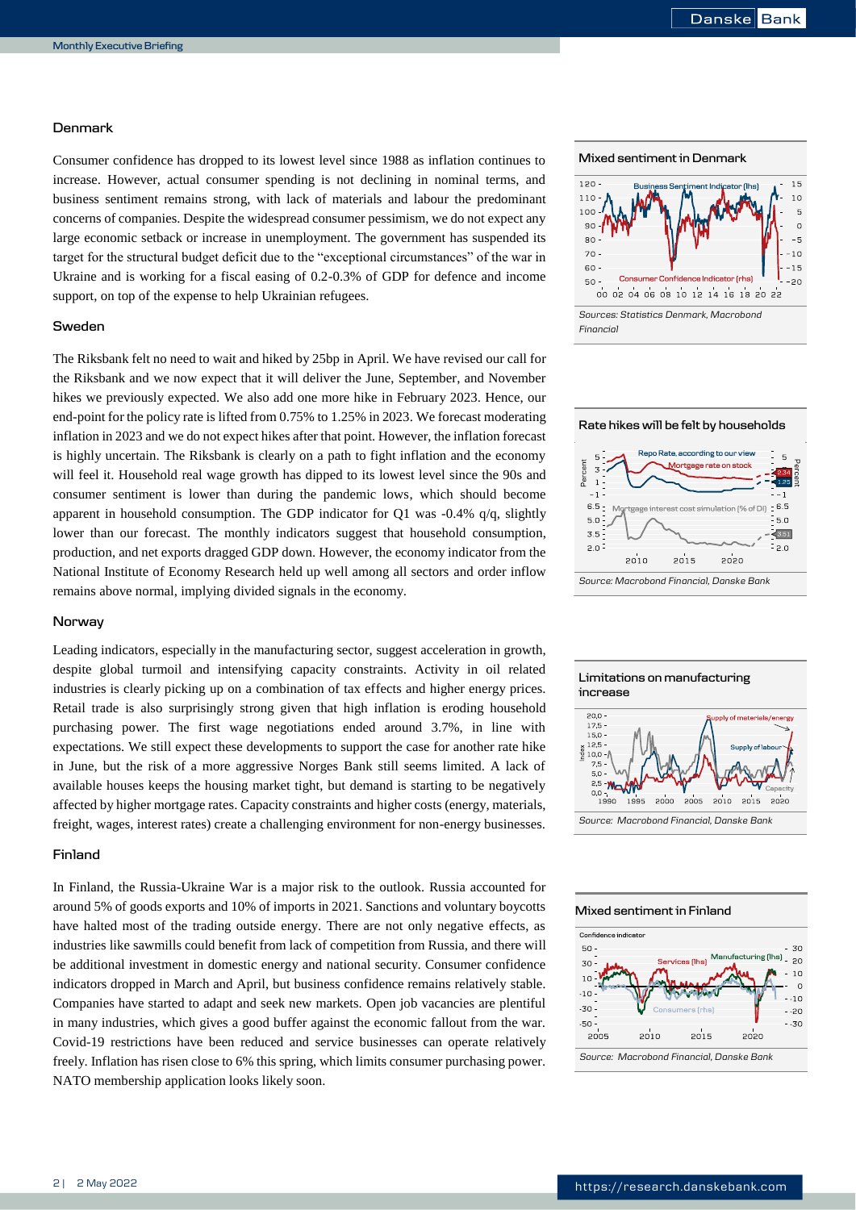## Denmark

Consumer confidence has dropped to its lowest level since 1988 as inflation continues to increase. However, actual consumer spending is not declining in nominal terms, and business sentiment remains strong, with lack of materials and labour the predominant concerns of companies. Despite the widespread consumer pessimism, we do not expect any large economic setback or increase in unemployment. The government has suspended its target for the structural budget deficit due to the "exceptional circumstances" of the war in Ukraine and is working for a fiscal easing of 0.2-0.3% of GDP for defence and income support, on top of the expense to help Ukrainian refugees.

**Mixed sentiment in Denmark**

*Sources: Statistics Denmark, Macrobond Financial*

## Sweden

The Riksbank felt no need to wait and hiked by 25bp in April. We have revised our call for the Riksbank and we now expect that it will deliver the June, September, and November hikes we previously expected. We also add one more hike in February 2023. Hence, our end-point for the policy rate is lifted from 0.75% to 1.25% in 2023. We forecast moderating inflation in 2023 and we do not expect hikes after that point. However, the inflation forecast is highly uncertain. The Riksbank is clearly on a path to fight inflation and the economy will feel it. Household real wage growth has dipped to its lowest level since the 90s and consumer sentiment is lower than during the pandemic lows, which should become apparent in household consumption. The GDP indicator for Q1 was -0.4% q/q, slightly lower than our forecast. The monthly indicators suggest that household consumption, production, and net exports dragged GDP down. However, the economy indicator from the National Institute of Economy Research held up well among all sectors and order inflow remains above normal, implying divided signals in the economy.

**Rate hikes will be felt by households**

*Source: Macrobond Financial, Danske Bank*

## Norway

Leading indicators, especially in the manufacturing sector, suggest acceleration in growth, despite global turmoil and intensifying capacity constraints. Activity in oil related industries is clearly picking up on a combination of tax effects and higher energy prices. Retail trade is also surprisingly strong given that high inflation is eroding household purchasing power. The first wage negotiations ended around 3.7%, in line with expectations. We still expect these developments to support the case for another rate hike in June, but the risk of a more aggressive Norges Bank still seems limited. A lack of available houses keeps the housing market tight, but demand is starting to be negatively affected by higher mortgage rates. Capacity constraints and higher costs (energy, materials, freight, wages, interest rates) create a challenging environment for non-energy businesses.

**Limitations on manufacturing increase**

*Source: Macrobond Financial, Danske Bank*

## Finland

In Finland, the Russia-Ukraine War is a major risk to the outlook. Russia accounted for around 5% of goods exports and 10% of imports in 2021. Sanctions and voluntary boycotts have halted most of the trading outside energy. There are not only negative effects, as industries like sawmills could benefit from lack of competition from Russia, and there will be additional investment in domestic energy and national security. Consumer confidence indicators dropped in March and April, but business confidence remains relatively stable. Companies have started to adapt and seek new markets. Open job vacancies are plentiful in many industries, which gives a good buffer against the economic fallout from the war. Covid-19 restrictions have been reduced and service businesses can operate relatively freely. Inflation has risen close to 6% this spring, which limits consumer purchasing power. NATO membership application looks likely soon.

**Mixed sentiment in Finland**

*Source: Macrobond Financial, Danske Bank*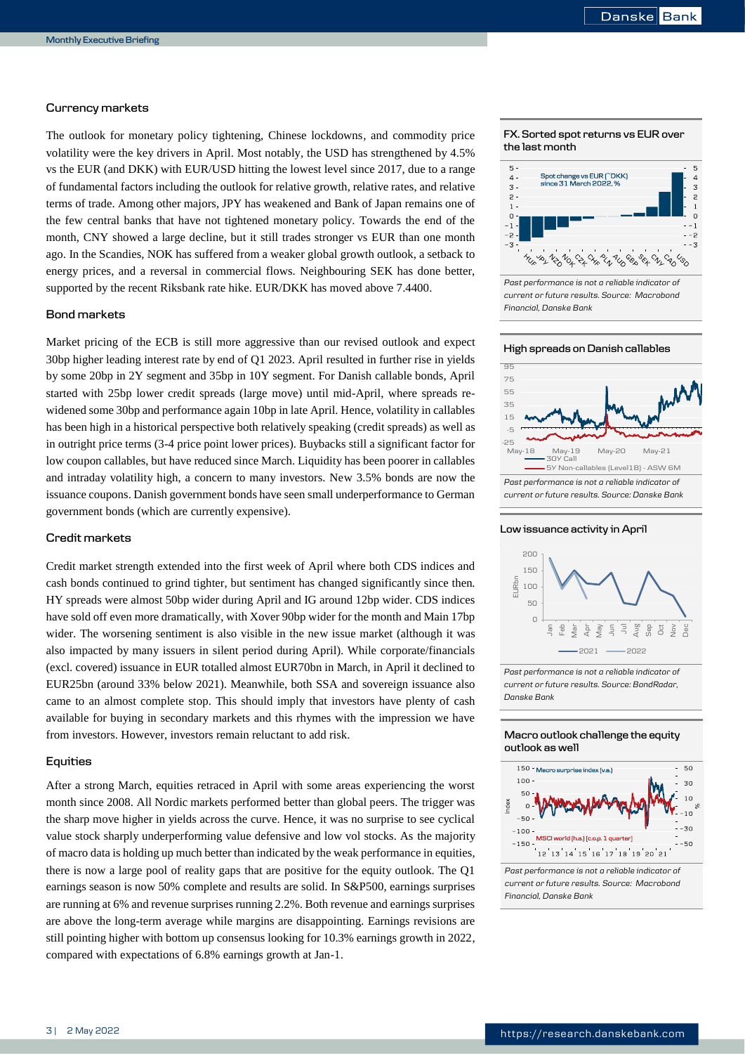### Currency markets

The outlook for monetary policy tightening, Chinese lockdowns, and commodity price volatility were the key drivers in April. Most notably, the USD has strengthened by 4.5% vs the EUR (and DKK) with EUR/USD hitting the lowest level since 2017, due to a range of fundamental factors including the outlook for relative growth, relative rates, and relative terms of trade. Among other majors, JPY has weakened and Bank of Japan remains one of the few central banks that have not tightened monetary policy. Towards the end of the month, CNY showed a large decline, but it still trades stronger vs EUR than one month ago. In the Scandies, NOK has suffered from a weaker global growth outlook, a setback to energy prices, and a reversal in commercial flows. Neighbouring SEK has done better, supported by the recent Riksbank rate hike. EUR/DKK has moved above 7.4400.

### Bond markets

Market pricing of the ECB is still more aggressive than our revised outlook and expect 30bp higher leading interest rate by end of Q1 2023. April resulted in further rise in yields by some 20bp in 2Y segment and 35bp in 10Y segment. For Danish callable bonds, April started with 25bp lower credit spreads (large move) until mid-April, where spreads re-widened some 30bp and performance again 10bp in late April. Hence, volatility in callables has been high in a historical perspective both relatively speaking (credit spreads) as well as in outright price terms (3-4 price point lower prices). Buybacks still a significant factor for low coupon callables, but have reduced since March. Liquidity has been poorer in callables and intraday volatility high, a concern to many investors. New 3.5% bonds are now the issuance coupons. Danish government bonds have seen small underperformance to German government bonds (which are currently expensive).

### Credit markets

Credit market strength extended into the first week of April where both CDS indices and cash bonds continued to grind tighter, but sentiment has changed significantly since then. HY spreads were almost 50bp wider during April and IG around 12bp wider. CDS indices have sold off even more dramatically, with Xover 90bp wider for the month and Main 17bp wider. The worsening sentiment is also visible in the new issue market (although it was also impacted by many issuers in silent period during April). While corporate/financials (excl. covered) issuance in EUR totalled almost EUR70bn in March, in April it declined to EUR25bn (around 33% below 2021). Meanwhile, both SSA and sovereign issuance also came to an almost complete stop. This should imply that investors have plenty of cash available for buying in secondary markets and this rhymes with the impression we have from investors. However, investors remain reluctant to add risk.

### Equities

After a strong March, equities retraced in April with some areas experiencing the worst month since 2008. All Nordic markets performed better than global peers. The trigger was the sharp move higher in yields across the curve. Hence, it was no surprise to see cyclical value stock sharply underperforming value defensive and low vol stocks. As the majority of macro data is holding up much better than indicated by the weak performance in equities, there is now a large pool of reality gaps that are positive for the equity outlook. The Q1 earnings season is now 50% complete and results are solid. In S&P500, earnings surprises are running at 6% and revenue surprises running 2.2%. Both revenue and earnings surprises are above the long-term average while margins are disappointing. Earnings revisions are still pointing higher with bottom up consensus looking for 10.3% earnings growth in 2022, compared with expectations of 6.8% earnings growth at Jan-1.

**FX. Sorted spot returns vs EUR over the last month**

*Past performance is not a reliable indicator of current or future results. Source: Macrobond Financial, Danske Bank*

**High spreads on Danish callables**

*Past performance is not a reliable indicator of current or future results. Source: Danske Bank*

**Low issuance activity in April**

*Past performance is not a reliable indicator of current or future results. Source: BondRadar, Danske Bank*

**Macro outlook challenge the equity outlook as well**

*Past performance is not a reliable indicator of current or future results. Source: Macrobond Financial, Danske Bank*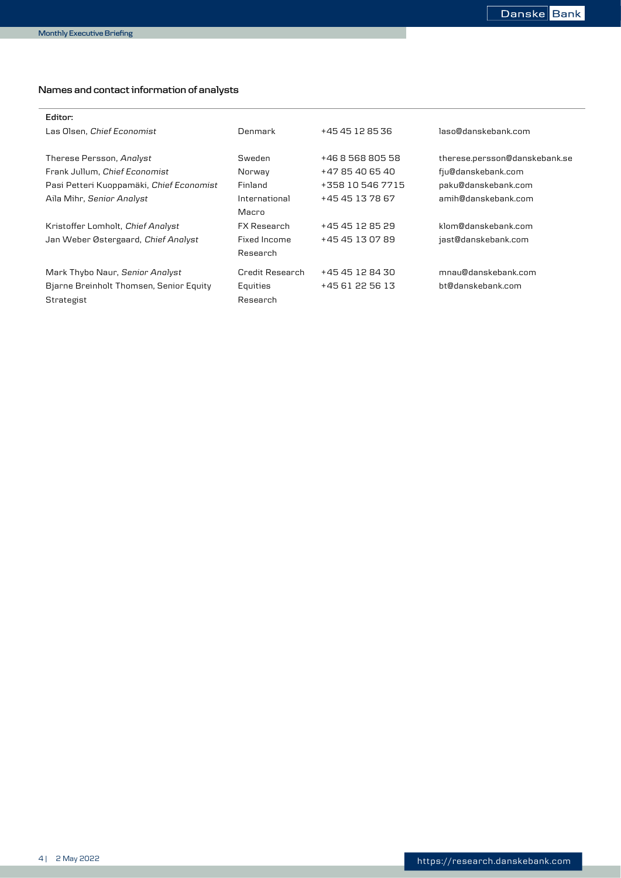## Names and contact information of analysts

| **Editor:** | | | |
|---|---|---|---|
| Las Olsen, *Chief Economist* | Denmark | +45 45 12 85 36 | laso@danskebank.com |
| | | | |
| Therese Persson, *Analyst* | Sweden | +46 8 568 805 58 | therese.persson@danskebank.se |
| Frank Jullum, *Chief Economist* | Norway | +47 85 40 65 40 | fju@danskebank.com |
| Pasi Petteri Kuoppamäki, *Chief Economist* | Finland | +358 10 546 7715 | paku@danskebank.com |
| Aila Mihr, *Senior Analyst* | International Macro | +45 45 13 78 67 | amih@danskebank.com |
| Kristoffer Lomholt, *Chief Analyst* | FX Research | +45 45 12 85 29 | klom@danskebank.com |
| Jan Weber Østergaard, *Chief Analyst* | Fixed Income Research | +45 45 13 07 89 | jast@danskebank.com |
| Mark Thybo Naur, *Senior Analyst* | Credit Research | +45 45 12 84 30 | mnau@danskebank.com |
| Bjarne Breinholt Thomsen, Senior Equity Strategist | Equities Research | +45 61 22 56 13 | bt@danskebank.com |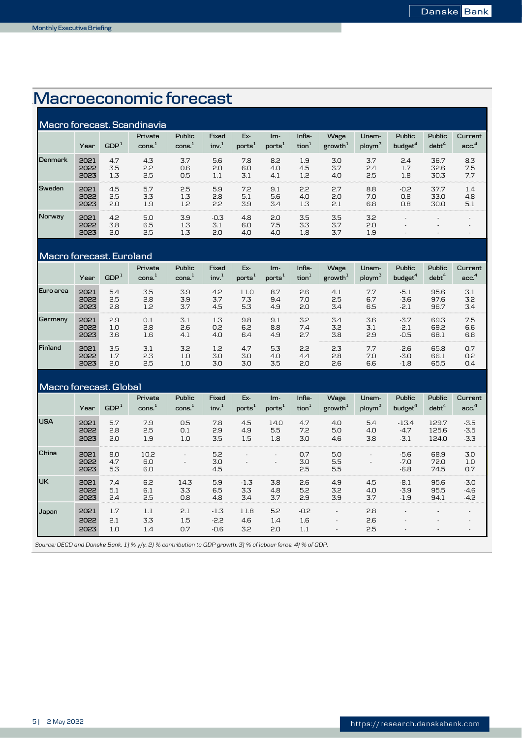# Macroeconomic forecast

## Macro forecast. Scandinavia

| | Year | GDP[1] | Private cons.[1] | Public cons.[1] | Fixed inv.[1] | Ex-ports[1] | Im-ports[1] | Infla-tion[1] | Wage growth[1] | Unem-ploym[3] | Public budget[4] | Public debt[4] | Current acc.[4] |
|---|---|---|---|---|---|---|---|---|---|---|---|---|---|
| Denmark | 2021 | 4.7 | 4.3 | 3.7 | 5.6 | 7.8 | 8.2 | 1.9 | 3.0 | 3.7 | 2.4 | 36.7 | 8.3 |
| | 2022 | 3.5 | 2.2 | 0.6 | 2.0 | 6.0 | 4.0 | 4.5 | 3.7 | 2.4 | 1.7 | 32.6 | 7.5 |
| | 2023 | 1.3 | 2.5 | 0.5 | 1.1 | 3.1 | 4.1 | 1.2 | 4.0 | 2.5 | 1.8 | 30.3 | 7.7 |
| Sweden | 2021 | 4.5 | 5.7 | 2.5 | 5.9 | 7.2 | 9.1 | 2.2 | 2.7 | 8.8 | -0.2 | 37.7 | 1.4 |
| | 2022 | 2.5 | 3.3 | 1.3 | 2.8 | 5.1 | 5.6 | 4.0 | 2.0 | 7.0 | 0.8 | 33.0 | 4.8 |
| | 2023 | 2.0 | 1.9 | 1.2 | 2.2 | 3.9 | 3.4 | 1.3 | 2.1 | 6.8 | 0.8 | 30.0 | 5.1 |
| Norway | 2021 | 4.2 | 5.0 | 3.9 | -0.3 | 4.8 | 2.0 | 3.5 | 3.5 | 3.2 | - | - | - |
| | 2022 | 3.8 | 6.5 | 1.3 | 3.1 | 6.0 | 7.5 | 3.3 | 3.7 | 2.0 | - | - | - |
| | 2023 | 2.0 | 2.5 | 1.3 | 2.0 | 4.0 | 4.0 | 1.8 | 3.7 | 1.9 | - | - | - |

## Macro forecast. Euroland

| | Year | GDP[1] | Private cons.[1] | Public cons.[1] | Fixed inv.[1] | Ex-ports[1] | Im-ports[1] | Infla-tion[1] | Wage growth[1] | Unem-ploym[3] | Public budget[4] | Public debt[4] | Current acc.[4] |
|---|---|---|---|---|---|---|---|---|---|---|---|---|---|
| Euro area | 2021 | 5.4 | 3.5 | 3.9 | 4.2 | 11.0 | 8.7 | 2.6 | 4.1 | 7.7 | -5.1 | 95.6 | 3.1 |
| | 2022 | 2.5 | 2.8 | 3.9 | 3.7 | 7.3 | 9.4 | 7.0 | 2.5 | 6.7 | -3.6 | 97.6 | 3.2 |
| | 2023 | 2.8 | 1.2 | 3.7 | 4.5 | 5.3 | 4.9 | 2.0 | 3.4 | 6.5 | -2.1 | 96.7 | 3.4 |
| Germany | 2021 | 2.9 | 0.1 | 3.1 | 1.3 | 9.8 | 9.1 | 3.2 | 3.4 | 3.6 | -3.7 | 69.3 | 7.5 |
| | 2022 | 1.0 | 2.8 | 2.6 | 0.2 | 6.2 | 8.8 | 7.4 | 3.2 | 3.1 | -2.1 | 69.2 | 6.6 |
| | 2023 | 3.6 | 1.6 | 4.1 | 4.0 | 6.4 | 4.9 | 2.7 | 3.8 | 2.9 | -0.5 | 68.1 | 6.8 |
| Finland | 2021 | 3.5 | 3.1 | 3.2 | 1.2 | 4.7 | 5.3 | 2.2 | 2.3 | 7.7 | -2.6 | 65.8 | 0.7 |
| | 2022 | 1.7 | 2.3 | 1.0 | 3.0 | 3.0 | 4.0 | 4.4 | 2.8 | 7.0 | -3.0 | 66.1 | 0.2 |
| | 2023 | 2.0 | 2.5 | 1.0 | 3.0 | 3.0 | 3.5 | 2.0 | 2.6 | 6.6 | -1.8 | 65.5 | 0.4 |

## Macro forecast. Global

| | Year | GDP[1] | Private cons.[1] | Public cons.[1] | Fixed inv.[1] | Ex-ports[1] | Im-ports[1] | Infla-tion[1] | Wage growth[1] | Unem-ploym[3] | Public budget[4] | Public debt[4] | Current acc.[4] |
|---|---|---|---|---|---|---|---|---|---|---|---|---|---|
| USA | 2021 | 5.7 | 7.9 | 0.5 | 7.8 | 4.5 | 14.0 | 4.7 | 4.0 | 5.4 | -13.4 | 129.7 | -3.5 |
| | 2022 | 2.8 | 2.5 | 0.1 | 2.9 | 4.9 | 5.5 | 7.2 | 5.0 | 4.0 | -4.7 | 125.6 | -3.5 |
| | 2023 | 2.0 | 1.9 | 1.0 | 3.5 | 1.5 | 1.8 | 3.0 | 4.6 | 3.8 | -3.1 | 124.0 | -3.3 |
| China | 2021 | 8.0 | 10.2 | - | 5.2 | - | - | 0.7 | 5.0 | - | -5.6 | 68.9 | 3.0 |
| | 2022 | 4.7 | 6.0 | - | 3.0 | - | - | 3.0 | 5.5 | - | -7.0 | 72.0 | 1.0 |
| | 2023 | 5.3 | 6.0 | | 4.5 | | | 2.5 | 5.5 | | -6.8 | 74.5 | 0.7 |
| UK | 2021 | 7.4 | 6.2 | 14.3 | 5.9 | -1.3 | 3.8 | 2.6 | 4.9 | 4.5 | -8.1 | 95.6 | -3.0 |
| | 2022 | 5.1 | 6.1 | 3.3 | 6.5 | 3.3 | 4.8 | 5.2 | 3.2 | 4.0 | -3.9 | 95.5 | -4.6 |
| | 2023 | 2.4 | 2.5 | 0.8 | 4.8 | 3.4 | 3.7 | 2.9 | 3.9 | 3.7 | -1.9 | 94.1 | -4.2 |
| Japan | 2021 | 1.7 | 1.1 | 2.1 | -1.3 | 11.8 | 5.2 | -0.2 | - | 2.8 | - | - | - |
| | 2022 | 2.1 | 3.3 | 1.5 | -2.2 | 4.6 | 1.4 | 1.6 | - | 2.6 | - | - | - |
| | 2023 | 1.0 | 1.4 | 0.7 | -0.6 | 3.2 | 2.0 | 1.1 | - | 2.5 | - | - | - |

*Source: OECD and Danske Bank. 1) % y/y. 2) % contribution to GDP growth. 3) % of labour force. 4) % of GDP.*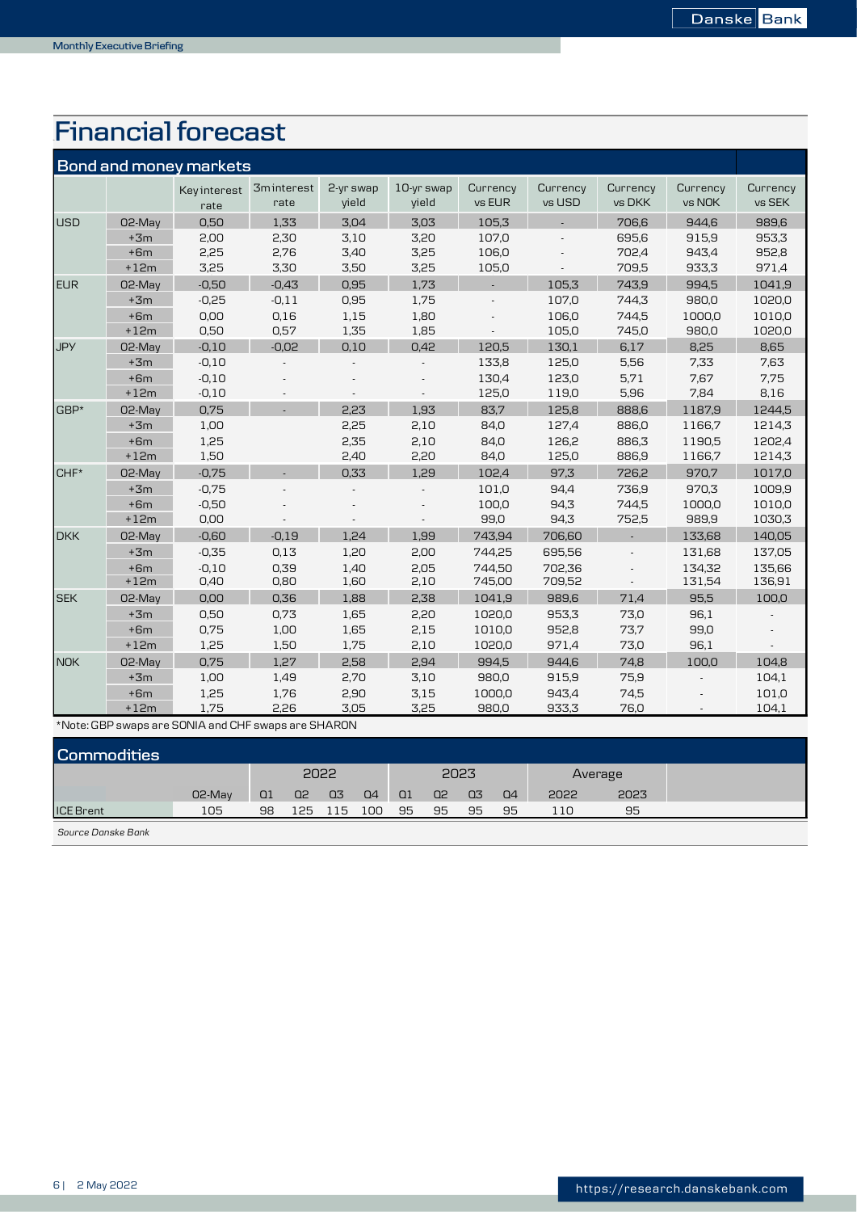# Financial forecast

## Bond and money markets

| | | Key interest rate | 3m interest rate | 2-yr swap yield | 10-yr swap yield | Currency vs EUR | Currency vs USD | Currency vs DKK | Currency vs NOK | Currency vs SEK |
|---|---|---|---|---|---|---|---|---|---|---|
| USD | 02-May | 0,50 | 1,33 | 3,04 | 3,03 | 105,3 | - | 706,6 | 944,6 | 989,6 |
| | +3m | 2,00 | 2,30 | 3,10 | 3,20 | 107,0 | - | 695,6 | 915,9 | 953,3 |
| | +6m | 2,25 | 2,76 | 3,40 | 3,25 | 106,0 | - | 702,4 | 943,4 | 952,8 |
| | +12m | 3,25 | 3,30 | 3,50 | 3,25 | 105,0 | - | 709,5 | 933,3 | 971,4 |
| EUR | 02-May | -0,50 | -0,43 | 0,95 | 1,73 | - | 105,3 | 743,9 | 994,5 | 1041,9 |
| | +3m | -0,25 | -0,11 | 0,95 | 1,75 | - | 107,0 | 744,3 | 980,0 | 1020,0 |
| | +6m | 0,00 | 0,16 | 1,15 | 1,80 | - | 106,0 | 744,5 | 1000,0 | 1010,0 |
| | +12m | 0,50 | 0,57 | 1,35 | 1,85 | - | 105,0 | 745,0 | 980,0 | 1020,0 |
| JPY | 02-May | -0,10 | -0,02 | 0,10 | 0,42 | 120,5 | 130,1 | 6,17 | 8,25 | 8,65 |
| | +3m | -0,10 | - | - | - | 133,8 | 125,0 | 5,56 | 7,33 | 7,63 |
| | +6m | -0,10 | - | - | - | 130,4 | 123,0 | 5,71 | 7,67 | 7,75 |
| | +12m | -0,10 | - | - | - | 125,0 | 119,0 | 5,96 | 7,84 | 8,16 |
| GBP* | 02-May | 0,75 | - | 2,23 | 1,93 | 83,7 | 125,8 | 888,6 | 1187,9 | 1244,5 |
| | +3m | 1,00 | | 2,25 | 2,10 | 84,0 | 127,4 | 886,0 | 1166,7 | 1214,3 |
| | +6m | 1,25 | | 2,35 | 2,10 | 84,0 | 126,2 | 886,3 | 1190,5 | 1202,4 |
| | +12m | 1,50 | | 2,40 | 2,20 | 84,0 | 125,0 | 886,9 | 1166,7 | 1214,3 |
| CHF* | 02-May | -0,75 | - | 0,33 | 1,29 | 102,4 | 97,3 | 726,2 | 970,7 | 1017,0 |
| | +3m | -0,75 | - | - | - | 101,0 | 94,4 | 736,9 | 970,3 | 1009,9 |
| | +6m | -0,50 | - | - | - | 100,0 | 94,3 | 744,5 | 1000,0 | 1010,0 |
| | +12m | 0,00 | - | - | - | 99,0 | 94,3 | 752,5 | 989,9 | 1030,3 |
| DKK | 02-May | -0,60 | -0,19 | 1,24 | 1,99 | 743,94 | 706,60 | - | 133,68 | 140,05 |
| | +3m | -0,35 | 0,13 | 1,20 | 2,00 | 744,25 | 695,56 | - | 131,68 | 137,05 |
| | +6m | -0,10 | 0,39 | 1,40 | 2,05 | 744,50 | 702,36 | - | 134,32 | 135,66 |
| | +12m | 0,40 | 0,80 | 1,60 | 2,10 | 745,00 | 709,52 | - | 131,54 | 136,91 |
| SEK | 02-May | 0,00 | 0,36 | 1,88 | 2,38 | 1041,9 | 989,6 | 71,4 | 95,5 | 100,0 |
| | +3m | 0,50 | 0,73 | 1,65 | 2,20 | 1020,0 | 953,3 | 73,0 | 96,1 | - |
| | +6m | 0,75 | 1,00 | 1,65 | 2,15 | 1010,0 | 952,8 | 73,7 | 99,0 | - |
| | +12m | 1,25 | 1,50 | 1,75 | 2,10 | 1020,0 | 971,4 | 73,0 | 96,1 | - |
| NOK | 02-May | 0,75 | 1,27 | 2,58 | 2,94 | 994,5 | 944,6 | 74,8 | 100,0 | 104,8 |
| | +3m | 1,00 | 1,49 | 2,70 | 3,10 | 980,0 | 915,9 | 75,9 | - | 104,1 |
| | +6m | 1,25 | 1,76 | 2,90 | 3,15 | 1000,0 | 943,4 | 74,5 | - | 101,0 |
| | +12m | 1,75 | 2,26 | 3,05 | 3,25 | 980,0 | 933,3 | 76,0 | - | 104,1 |

*Note: GBP swaps are SONIA and CHF swaps are SHARON

## Commodities

| | | 2022 | | | | 2023 | | | | Average | |
|---|---|---|---|---|---|---|---|---|---|---|---|
| | 02-May | Q1 | Q2 | Q3 | Q4 | Q1 | Q2 | Q3 | Q4 | 2022 | 2023 |
| ICE Brent | 105 | 98 | 125 | 115 | 100 | 95 | 95 | 95 | 95 | 110 | 95 |

*Source Danske Bank*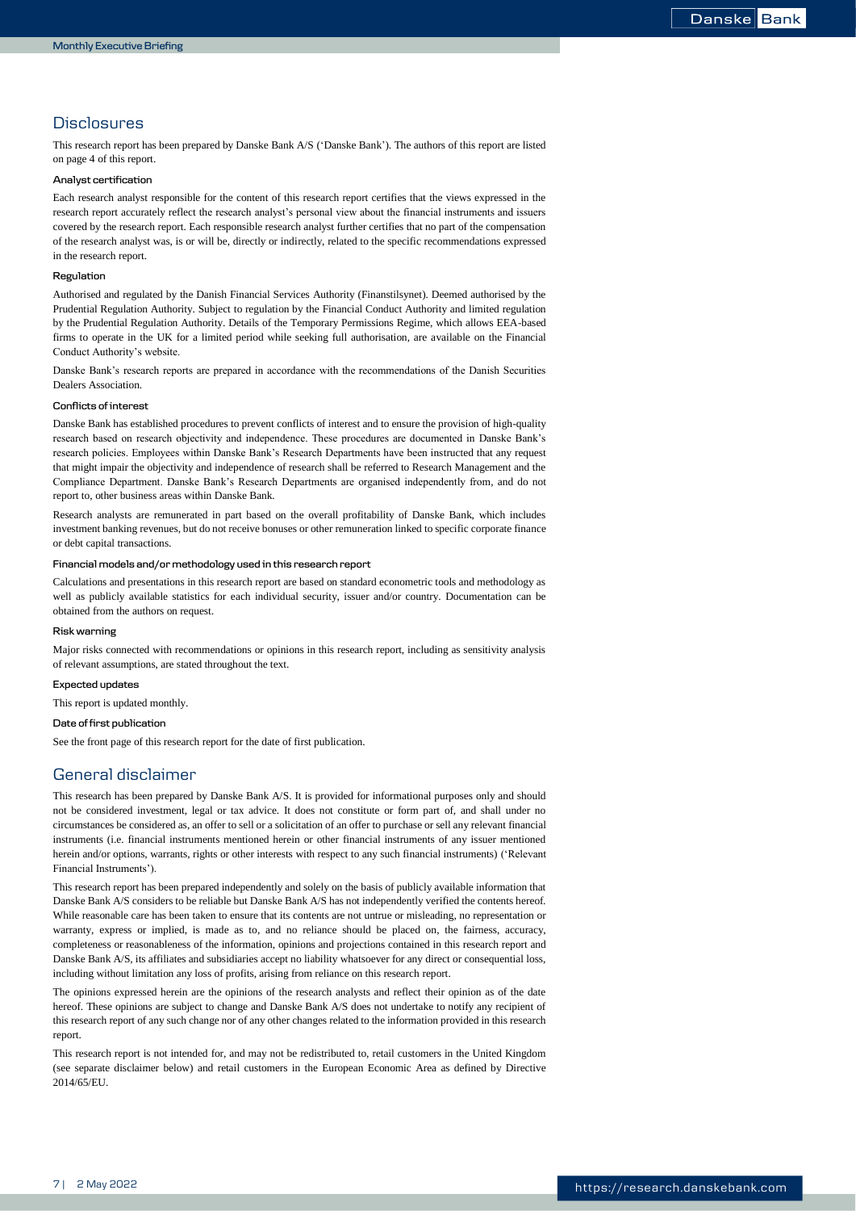## Disclosures

This research report has been prepared by Danske Bank A/S ('Danske Bank'). The authors of this report are listed on page 4 of this report.

### Analyst certification

Each research analyst responsible for the content of this research report certifies that the views expressed in the research report accurately reflect the research analyst's personal view about the financial instruments and issuers covered by the research report. Each responsible research analyst further certifies that no part of the compensation of the research analyst was, is or will be, directly or indirectly, related to the specific recommendations expressed in the research report.

### Regulation

Authorised and regulated by the Danish Financial Services Authority (Finanstilsynet). Deemed authorised by the Prudential Regulation Authority. Subject to regulation by the Financial Conduct Authority and limited regulation by the Prudential Regulation Authority. Details of the Temporary Permissions Regime, which allows EEA-based firms to operate in the UK for a limited period while seeking full authorisation, are available on the Financial Conduct Authority's website.

Danske Bank's research reports are prepared in accordance with the recommendations of the Danish Securities Dealers Association.

### Conflicts of interest

Danske Bank has established procedures to prevent conflicts of interest and to ensure the provision of high-quality research based on research objectivity and independence. These procedures are documented in Danske Bank's research policies. Employees within Danske Bank's Research Departments have been instructed that any request that might impair the objectivity and independence of research shall be referred to Research Management and the Compliance Department. Danske Bank's Research Departments are organised independently from, and do not report to, other business areas within Danske Bank.

Research analysts are remunerated in part based on the overall profitability of Danske Bank, which includes investment banking revenues, but do not receive bonuses or other remuneration linked to specific corporate finance or debt capital transactions.

### Financial models and/or methodology used in this research report

Calculations and presentations in this research report are based on standard econometric tools and methodology as well as publicly available statistics for each individual security, issuer and/or country. Documentation can be obtained from the authors on request.

### Risk warning

Major risks connected with recommendations or opinions in this research report, including as sensitivity analysis of relevant assumptions, are stated throughout the text.

### Expected updates

This report is updated monthly.

### Date of first publication

See the front page of this research report for the date of first publication.

## General disclaimer

This research has been prepared by Danske Bank A/S. It is provided for informational purposes only and should not be considered investment, legal or tax advice. It does not constitute or form part of, and shall under no circumstances be considered as, an offer to sell or a solicitation of an offer to purchase or sell any relevant financial instruments (i.e. financial instruments mentioned herein or other financial instruments of any issuer mentioned herein and/or options, warrants, rights or other interests with respect to any such financial instruments) ('Relevant Financial Instruments').

This research report has been prepared independently and solely on the basis of publicly available information that Danske Bank A/S considers to be reliable but Danske Bank A/S has not independently verified the contents hereof. While reasonable care has been taken to ensure that its contents are not untrue or misleading, no representation or warranty, express or implied, is made as to, and no reliance should be placed on, the fairness, accuracy, completeness or reasonableness of the information, opinions and projections contained in this research report and Danske Bank A/S, its affiliates and subsidiaries accept no liability whatsoever for any direct or consequential loss, including without limitation any loss of profits, arising from reliance on this research report.

The opinions expressed herein are the opinions of the research analysts and reflect their opinion as of the date hereof. These opinions are subject to change and Danske Bank A/S does not undertake to notify any recipient of this research report of any such change nor of any other changes related to the information provided in this research report.

This research report is not intended for, and may not be redistributed to, retail customers in the United Kingdom (see separate disclaimer below) and retail customers in the European Economic Area as defined by Directive 2014/65/EU.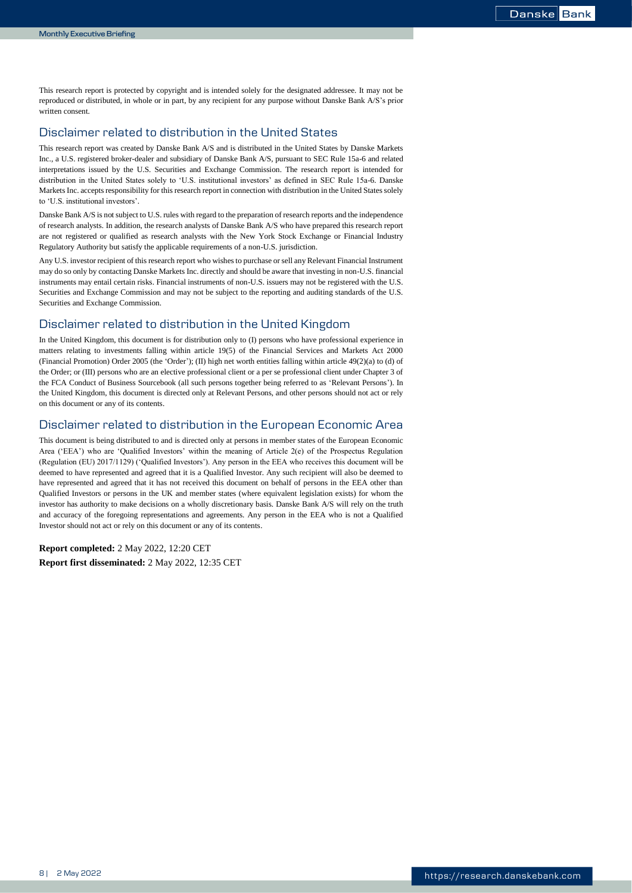This research report is protected by copyright and is intended solely for the designated addressee. It may not be reproduced or distributed, in whole or in part, by any recipient for any purpose without Danske Bank A/S's prior written consent.

## Disclaimer related to distribution in the United States

This research report was created by Danske Bank A/S and is distributed in the United States by Danske Markets Inc., a U.S. registered broker-dealer and subsidiary of Danske Bank A/S, pursuant to SEC Rule 15a-6 and related interpretations issued by the U.S. Securities and Exchange Commission. The research report is intended for distribution in the United States solely to 'U.S. institutional investors' as defined in SEC Rule 15a-6. Danske Markets Inc. accepts responsibility for this research report in connection with distribution in the United States solely to 'U.S. institutional investors'.

Danske Bank A/S is not subject to U.S. rules with regard to the preparation of research reports and the independence of research analysts. In addition, the research analysts of Danske Bank A/S who have prepared this research report are not registered or qualified as research analysts with the New York Stock Exchange or Financial Industry Regulatory Authority but satisfy the applicable requirements of a non-U.S. jurisdiction.

Any U.S. investor recipient of this research report who wishes to purchase or sell any Relevant Financial Instrument may do so only by contacting Danske Markets Inc. directly and should be aware that investing in non-U.S. financial instruments may entail certain risks. Financial instruments of non-U.S. issuers may not be registered with the U.S. Securities and Exchange Commission and may not be subject to the reporting and auditing standards of the U.S. Securities and Exchange Commission.

## Disclaimer related to distribution in the United Kingdom

In the United Kingdom, this document is for distribution only to (I) persons who have professional experience in matters relating to investments falling within article 19(5) of the Financial Services and Markets Act 2000 (Financial Promotion) Order 2005 (the 'Order'); (II) high net worth entities falling within article 49(2)(a) to (d) of the Order; or (III) persons who are an elective professional client or a per se professional client under Chapter 3 of the FCA Conduct of Business Sourcebook (all such persons together being referred to as 'Relevant Persons'). In the United Kingdom, this document is directed only at Relevant Persons, and other persons should not act or rely on this document or any of its contents.

## Disclaimer related to distribution in the European Economic Area

This document is being distributed to and is directed only at persons in member states of the European Economic Area ('EEA') who are 'Qualified Investors' within the meaning of Article 2(e) of the Prospectus Regulation (Regulation (EU) 2017/1129) ('Qualified Investors'). Any person in the EEA who receives this document will be deemed to have represented and agreed that it is a Qualified Investor. Any such recipient will also be deemed to have represented and agreed that it has not received this document on behalf of persons in the EEA other than Qualified Investors or persons in the UK and member states (where equivalent legislation exists) for whom the investor has authority to make decisions on a wholly discretionary basis. Danske Bank A/S will rely on the truth and accuracy of the foregoing representations and agreements. Any person in the EEA who is not a Qualified Investor should not act or rely on this document or any of its contents.

**Report completed:** 2 May 2022, 12:20 CET

**Report first disseminated:** 2 May 2022, 12:35 CET